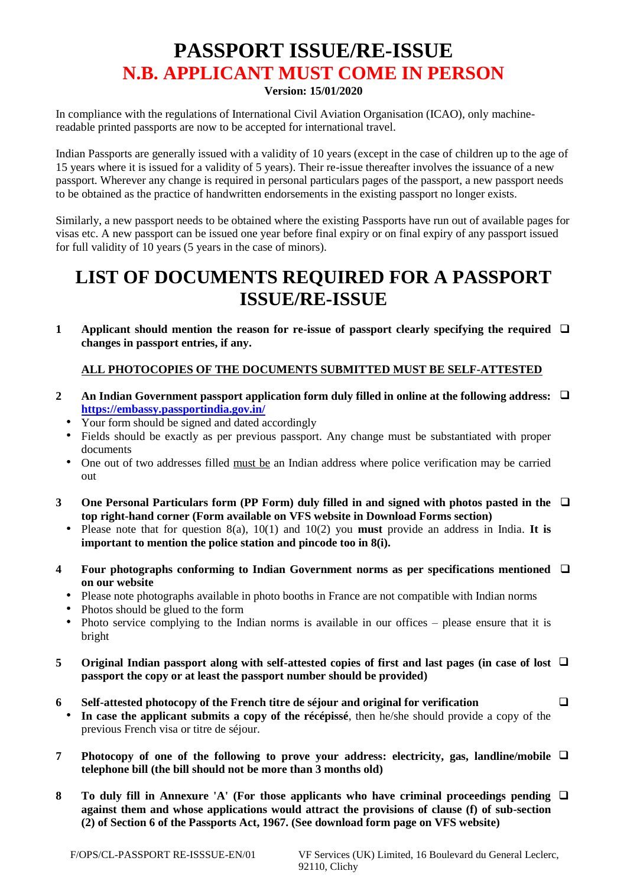# PASSPORT ISSUE/RE-ISSUE

## N.B. APPLICANT MUST COME IN PERSON

**Version: 15/01/2020**

In compliance with the regulations of International Civil Aviation Organisation (ICAO), only machine-readable printed passports are now to be accepted for international travel.

Indian Passports are generally issued with a validity of 10 years (except in the case of children up to the age of 15 years where it is issued for a validity of 5 years). Their re-issue thereafter involves the issuance of a new passport. Wherever any change is required in personal particulars pages of the passport, a new passport needs to be obtained as the practice of handwritten endorsements in the existing passport no longer exists.

Similarly, a new passport needs to be obtained where the existing Passports have run out of available pages for visas etc. A new passport can be issued one year before final expiry or on final expiry of any passport issued for full validity of 10 years (5 years in the case of minors).

# LIST OF DOCUMENTS REQUIRED FOR A PASSPORT ISSUE/RE-ISSUE

1. **Applicant should mention the reason for re-issue of passport clearly specifying the required changes in passport entries, if any.** ❑

   **ALL PHOTOCOPIES OF THE DOCUMENTS SUBMITTED MUST BE SELF-ATTESTED**

2. **An Indian Government passport application form duly filled in online at the following address: https://embassy.passportindia.gov.in/** ❑
   - Your form should be signed and dated accordingly
   - Fields should be exactly as per previous passport. Any change must be substantiated with proper documents
   - One out of two addresses filled must be an Indian address where police verification may be carried out

3. **One Personal Particulars form (PP Form) duly filled in and signed with photos pasted in the top right-hand corner (Form available on VFS website in Download Forms section)** ❑
   - Please note that for question 8(a), 10(1) and 10(2) you **must** provide an address in India. **It is important to mention the police station and pincode too in 8(i).**

4. **Four photographs conforming to Indian Government norms as per specifications mentioned on our website** ❑
   - Please note photographs available in photo booths in France are not compatible with Indian norms
   - Photos should be glued to the form
   - Photo service complying to the Indian norms is available in our offices – please ensure that it is bright

5. **Original Indian passport along with self-attested copies of first and last pages (in case of lost passport the copy or at least the passport number should be provided)** ❑

6. **Self-attested photocopy of the French titre de séjour and original for verification** ❑
   - **In case the applicant submits a copy of the récépissé**, then he/she should provide a copy of the previous French visa or titre de séjour.

7. **Photocopy of one of the following to prove your address: electricity, gas, landline/mobile telephone bill (the bill should not be more than 3 months old)** ❑

8. **To duly fill in Annexure 'A' (For those applicants who have criminal proceedings pending against them and whose applications would attract the provisions of clause (f) of sub-section (2) of Section 6 of the Passports Act, 1967. (See download form page on VFS website)** ❑

F/OPS/CL-PASSPORT RE-ISSSUE-EN/01 VF Services (UK) Limited, 16 Boulevard du General Leclerc, 92110, Clichy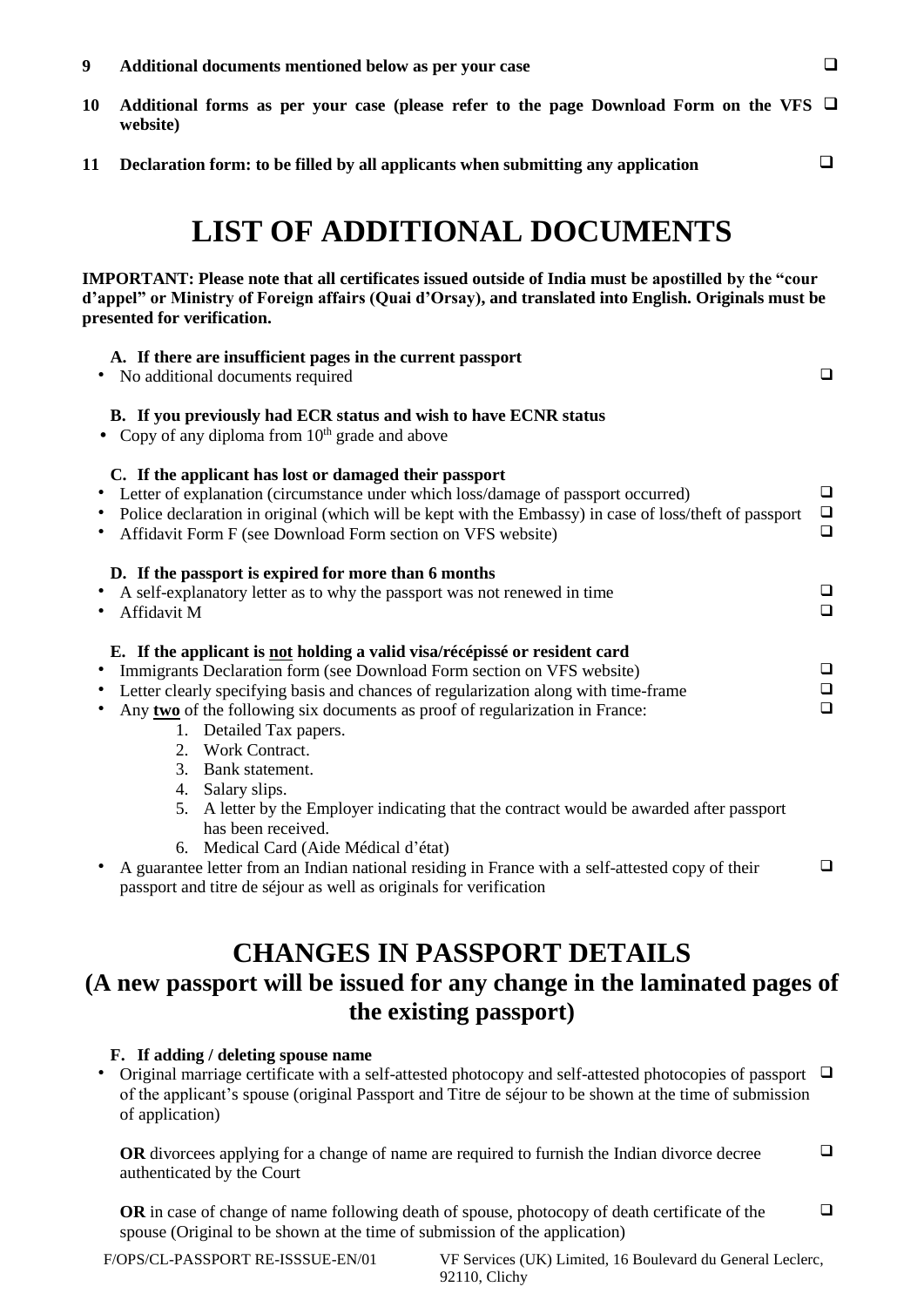9 **Additional documents mentioned below as per your case** ☐

10 **Additional forms as per your case (please refer to the page Download Form on the VFS website)** ☐

11 **Declaration form: to be filled by all applicants when submitting any application** ☐

# LIST OF ADDITIONAL DOCUMENTS

**IMPORTANT: Please note that all certificates issued outside of India must be apostilled by the "cour d'appel" or Ministry of Foreign affairs (Quai d'Orsay), and translated into English. Originals must be presented for verification.**

### A. If there are insufficient pages in the current passport

- No additional documents required ☐

### B. If you previously had ECR status and wish to have ECNR status

- Copy of any diploma from 10th grade and above

### C. If the applicant has lost or damaged their passport

- Letter of explanation (circumstance under which loss/damage of passport occurred) ☐
- Police declaration in original (which will be kept with the Embassy) in case of loss/theft of passport ☐
- Affidavit Form F (see Download Form section on VFS website) ☐

### D. If the passport is expired for more than 6 months

- A self-explanatory letter as to why the passport was not renewed in time ☐
- Affidavit M ☐

### E. If the applicant is <u>not</u> holding a valid visa/récépissé or resident card

- Immigrants Declaration form (see Download Form section on VFS website) ☐
- Letter clearly specifying basis and chances of regularization along with time-frame ☐
- Any **<u>two</u>** of the following six documents as proof of regularization in France: ☐
    1. Detailed Tax papers.
    2. Work Contract.
    3. Bank statement.
    4. Salary slips.
    5. A letter by the Employer indicating that the contract would be awarded after passport has been received.
    6. Medical Card (Aide Médical d'état)
- A guarantee letter from an Indian national residing in France with a self-attested copy of their passport and titre de séjour as well as originals for verification ☐

# CHANGES IN PASSPORT DETAILS

## (A new passport will be issued for any change in the laminated pages of the existing passport)

### F. If adding / deleting spouse name

- Original marriage certificate with a self-attested photocopy and self-attested photocopies of passport of the applicant's spouse (original Passport and Titre de séjour to be shown at the time of submission of application) ☐

  **OR** divorcees applying for a change of name are required to furnish the Indian divorce decree authenticated by the Court ☐

  **OR** in case of change of name following death of spouse, photocopy of death certificate of the spouse (Original to be shown at the time of submission of the application) ☐

F/OPS/CL-PASSPORT RE-ISSSUE-EN/01 VF Services (UK) Limited, 16 Boulevard du General Leclerc, 92110, Clichy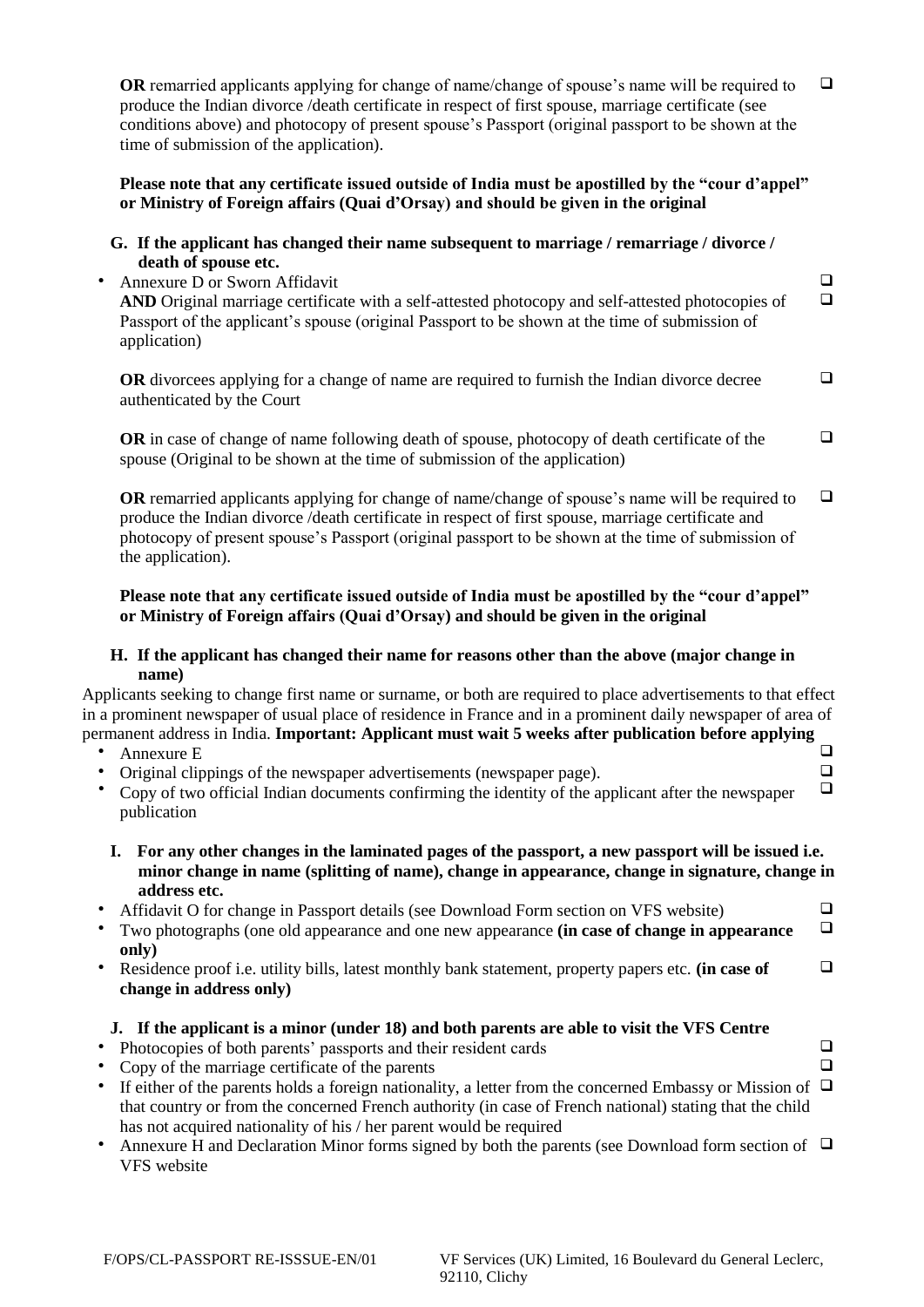**OR** remarried applicants applying for change of name/change of spouse's name will be required to produce the Indian divorce /death certificate in respect of first spouse, marriage certificate (see conditions above) and photocopy of present spouse's Passport (original passport to be shown at the time of submission of the application). ❑

**Please note that any certificate issued outside of India must be apostilled by the "cour d'appel" or Ministry of Foreign affairs (Quai d'Orsay) and should be given in the original**

### G. If the applicant has changed their name subsequent to marriage / remarriage / divorce / death of spouse etc.

- Annexure D or Sworn Affidavit ❑

  **AND** Original marriage certificate with a self-attested photocopy and self-attested photocopies of Passport of the applicant's spouse (original Passport to be shown at the time of submission of application) ❑

  **OR** divorcees applying for a change of name are required to furnish the Indian divorce decree authenticated by the Court ❑

  **OR** in case of change of name following death of spouse, photocopy of death certificate of the spouse (Original to be shown at the time of submission of the application) ❑

  **OR** remarried applicants applying for change of name/change of spouse's name will be required to produce the Indian divorce /death certificate in respect of first spouse, marriage certificate and photocopy of present spouse's Passport (original passport to be shown at the time of submission of the application). ❑

**Please note that any certificate issued outside of India must be apostilled by the "cour d'appel" or Ministry of Foreign affairs (Quai d'Orsay) and should be given in the original**

### H. If the applicant has changed their name for reasons other than the above (major change in name)

Applicants seeking to change first name or surname, or both are required to place advertisements to that effect in a prominent newspaper of usual place of residence in France and in a prominent daily newspaper of area of permanent address in India. **Important: Applicant must wait 5 weeks after publication before applying**

- Annexure E ❑
- Original clippings of the newspaper advertisements (newspaper page). ❑
- Copy of two official Indian documents confirming the identity of the applicant after the newspaper publication ❑

### I. For any other changes in the laminated pages of the passport, a new passport will be issued i.e. minor change in name (splitting of name), change in appearance, change in signature, change in address etc.

- Affidavit O for change in Passport details (see Download Form section on VFS website) ❑
- Two photographs (one old appearance and one new appearance **(in case of change in appearance only)** ❑
- Residence proof i.e. utility bills, latest monthly bank statement, property papers etc. **(in case of change in address only)** ❑

### J. If the applicant is a minor (under 18) and both parents are able to visit the VFS Centre

- Photocopies of both parents' passports and their resident cards ❑
- Copy of the marriage certificate of the parents ❑
- If either of the parents holds a foreign nationality, a letter from the concerned Embassy or Mission of that country or from the concerned French authority (in case of French national) stating that the child has not acquired nationality of his / her parent would be required ❑
- Annexure H and Declaration Minor forms signed by both the parents (see Download form section of VFS website ❑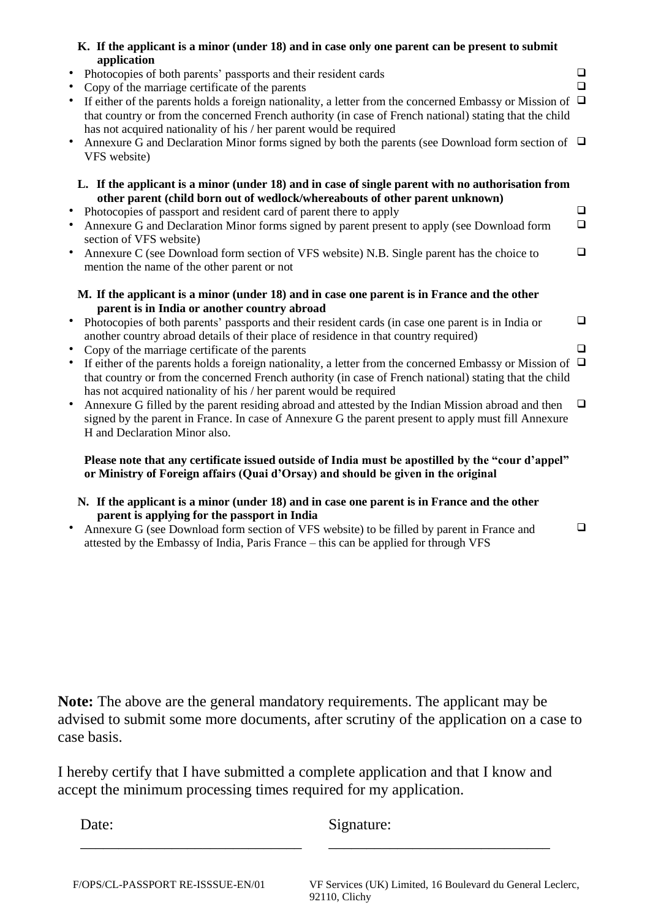**K. If the applicant is a minor (under 18) and in case only one parent can be present to submit application**

- Photocopies of both parents' passports and their resident cards ❑
- Copy of the marriage certificate of the parents ❑
- If either of the parents holds a foreign nationality, a letter from the concerned Embassy or Mission of that country or from the concerned French authority (in case of French national) stating that the child has not acquired nationality of his / her parent would be required ❑
- Annexure G and Declaration Minor forms signed by both the parents (see Download form section of VFS website) ❑

**L. If the applicant is a minor (under 18) and in case of single parent with no authorisation from other parent (child born out of wedlock/whereabouts of other parent unknown)**

- Photocopies of passport and resident card of parent there to apply ❑
- Annexure G and Declaration Minor forms signed by parent present to apply (see Download form section of VFS website) ❑
- Annexure C (see Download form section of VFS website) N.B. Single parent has the choice to mention the name of the other parent or not ❑

**M. If the applicant is a minor (under 18) and in case one parent is in France and the other parent is in India or another country abroad**

- Photocopies of both parents' passports and their resident cards (in case one parent is in India or another country abroad details of their place of residence in that country required) ❑
- Copy of the marriage certificate of the parents ❑
- If either of the parents holds a foreign nationality, a letter from the concerned Embassy or Mission of that country or from the concerned French authority (in case of French national) stating that the child has not acquired nationality of his / her parent would be required ❑
- Annexure G filled by the parent residing abroad and attested by the Indian Mission abroad and then signed by the parent in France. In case of Annexure G the parent present to apply must fill Annexure H and Declaration Minor also. ❑

**Please note that any certificate issued outside of India must be apostilled by the "cour d'appel" or Ministry of Foreign affairs (Quai d'Orsay) and should be given in the original**

**N. If the applicant is a minor (under 18) and in case one parent is in France and the other parent is applying for the passport in India**

- Annexure G (see Download form section of VFS website) to be filled by parent in France and attested by the Embassy of India, Paris France – this can be applied for through VFS ❑

**Note:** The above are the general mandatory requirements. The applicant may be advised to submit some more documents, after scrutiny of the application on a case to case basis.

I hereby certify that I have submitted a complete application and that I know and accept the minimum processing times required for my application.

Date: ______________________________ Signature: ______________________________

F/OPS/CL-PASSPORT RE-ISSSUE-EN/01 VF Services (UK) Limited, 16 Boulevard du General Leclerc, 92110, Clichy